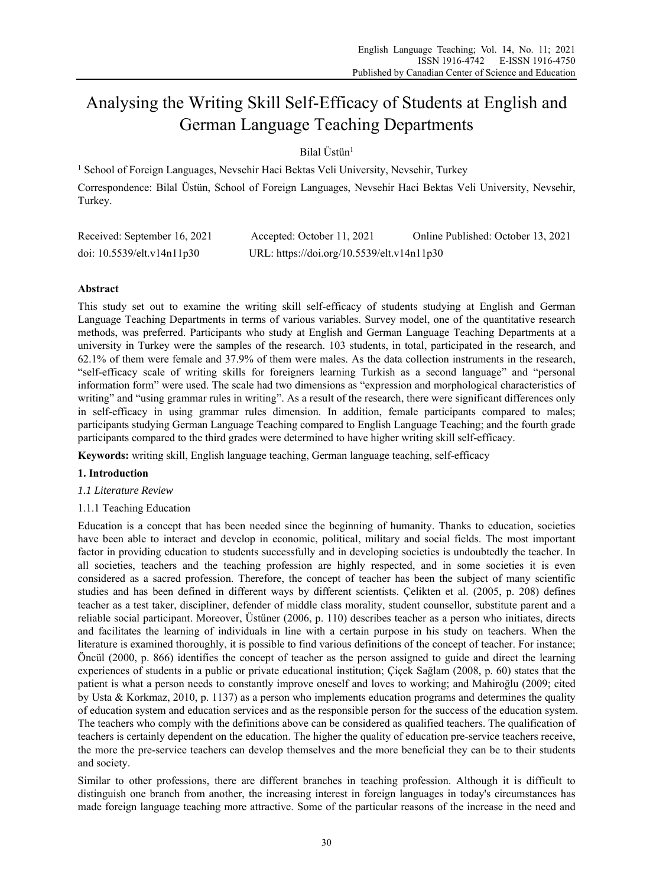# Analysing the Writing Skill Self-Efficacy of Students at English and German Language Teaching Departments

Bilal Üstün[1]

[1] School of Foreign Languages, Nevsehir Haci Bektas Veli University, Nevsehir, Turkey

Correspondence: Bilal Üstün, School of Foreign Languages, Nevsehir Haci Bektas Veli University, Nevsehir, Turkey.

Received: September 16, 2021 Accepted: October 11, 2021 Online Published: October 13, 2021

doi: 10.5539/elt.v14n11p30 URL: https://doi.org/10.5539/elt.v14n11p30

## Abstract

This study set out to examine the writing skill self-efficacy of students studying at English and German Language Teaching Departments in terms of various variables. Survey model, one of the quantitative research methods, was preferred. Participants who study at English and German Language Teaching Departments at a university in Turkey were the samples of the research. 103 students, in total, participated in the research, and 62.1% of them were female and 37.9% of them were males. As the data collection instruments in the research, "self-efficacy scale of writing skills for foreigners learning Turkish as a second language" and "personal information form" were used. The scale had two dimensions as "expression and morphological characteristics of writing" and "using grammar rules in writing". As a result of the research, there were significant differences only in self-efficacy in using grammar rules dimension. In addition, female participants compared to males; participants studying German Language Teaching compared to English Language Teaching; and the fourth grade participants compared to the third grades were determined to have higher writing skill self-efficacy.

**Keywords:** writing skill, English language teaching, German language teaching, self-efficacy

## 1. Introduction

### *1.1 Literature Review*

#### 1.1.1 Teaching Education

Education is a concept that has been needed since the beginning of humanity. Thanks to education, societies have been able to interact and develop in economic, political, military and social fields. The most important factor in providing education to students successfully and in developing societies is undoubtedly the teacher. In all societies, teachers and the teaching profession are highly respected, and in some societies it is even considered as a sacred profession. Therefore, the concept of teacher has been the subject of many scientific studies and has been defined in different ways by different scientists. Çelikten et al. (2005, p. 208) defines teacher as a test taker, discipliner, defender of middle class morality, student counsellor, substitute parent and a reliable social participant. Moreover, Üstüner (2006, p. 110) describes teacher as a person who initiates, directs and facilitates the learning of individuals in line with a certain purpose in his study on teachers. When the literature is examined thoroughly, it is possible to find various definitions of the concept of teacher. For instance; Öncül (2000, p. 866) identifies the concept of teacher as the person assigned to guide and direct the learning experiences of students in a public or private educational institution; Çiçek Sağlam (2008, p. 60) states that the patient is what a person needs to constantly improve oneself and loves to working; and Mahiroğlu (2009; cited by Usta & Korkmaz, 2010, p. 1137) as a person who implements education programs and determines the quality of education system and education services and as the responsible person for the success of the education system. The teachers who comply with the definitions above can be considered as qualified teachers. The qualification of teachers is certainly dependent on the education. The higher the quality of education pre-service teachers receive, the more the pre-service teachers can develop themselves and the more beneficial they can be to their students and society.

Similar to other professions, there are different branches in teaching profession. Although it is difficult to distinguish one branch from another, the increasing interest in foreign languages in today's circumstances has made foreign language teaching more attractive. Some of the particular reasons of the increase in the need and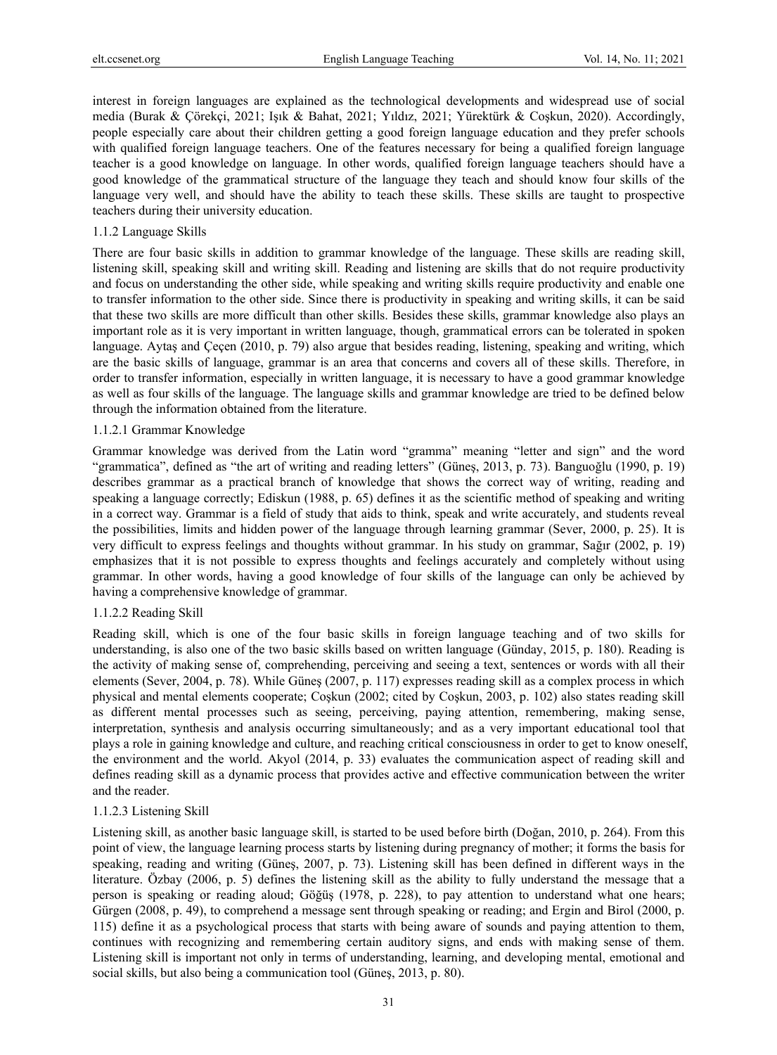interest in foreign languages are explained as the technological developments and widespread use of social media (Burak & Çörekçi, 2021; Işık & Bahat, 2021; Yıldız, 2021; Yürektürk & Coşkun, 2020). Accordingly, people especially care about their children getting a good foreign language education and they prefer schools with qualified foreign language teachers. One of the features necessary for being a qualified foreign language teacher is a good knowledge on language. In other words, qualified foreign language teachers should have a good knowledge of the grammatical structure of the language they teach and should know four skills of the language very well, and should have the ability to teach these skills. These skills are taught to prospective teachers during their university education.

#### 1.1.2 Language Skills

There are four basic skills in addition to grammar knowledge of the language. These skills are reading skill, listening skill, speaking skill and writing skill. Reading and listening are skills that do not require productivity and focus on understanding the other side, while speaking and writing skills require productivity and enable one to transfer information to the other side. Since there is productivity in speaking and writing skills, it can be said that these two skills are more difficult than other skills. Besides these skills, grammar knowledge also plays an important role as it is very important in written language, though, grammatical errors can be tolerated in spoken language. Aytaş and Çeçen (2010, p. 79) also argue that besides reading, listening, speaking and writing, which are the basic skills of language, grammar is an area that concerns and covers all of these skills. Therefore, in order to transfer information, especially in written language, it is necessary to have a good grammar knowledge as well as four skills of the language. The language skills and grammar knowledge are tried to be defined below through the information obtained from the literature.

##### 1.1.2.1 Grammar Knowledge

Grammar knowledge was derived from the Latin word "gramma" meaning "letter and sign" and the word "grammatica", defined as "the art of writing and reading letters" (Güneş, 2013, p. 73). Banguoğlu (1990, p. 19) describes grammar as a practical branch of knowledge that shows the correct way of writing, reading and speaking a language correctly; Ediskun (1988, p. 65) defines it as the scientific method of speaking and writing in a correct way. Grammar is a field of study that aids to think, speak and write accurately, and students reveal the possibilities, limits and hidden power of the language through learning grammar (Sever, 2000, p. 25). It is very difficult to express feelings and thoughts without grammar. In his study on grammar, Sağır (2002, p. 19) emphasizes that it is not possible to express thoughts and feelings accurately and completely without using grammar. In other words, having a good knowledge of four skills of the language can only be achieved by having a comprehensive knowledge of grammar.

##### 1.1.2.2 Reading Skill

Reading skill, which is one of the four basic skills in foreign language teaching and of two skills for understanding, is also one of the two basic skills based on written language (Günday, 2015, p. 180). Reading is the activity of making sense of, comprehending, perceiving and seeing a text, sentences or words with all their elements (Sever, 2004, p. 78). While Güneş (2007, p. 117) expresses reading skill as a complex process in which physical and mental elements cooperate; Coşkun (2002; cited by Coşkun, 2003, p. 102) also states reading skill as different mental processes such as seeing, perceiving, paying attention, remembering, making sense, interpretation, synthesis and analysis occurring simultaneously; and as a very important educational tool that plays a role in gaining knowledge and culture, and reaching critical consciousness in order to get to know oneself, the environment and the world. Akyol (2014, p. 33) evaluates the communication aspect of reading skill and defines reading skill as a dynamic process that provides active and effective communication between the writer and the reader.

##### 1.1.2.3 Listening Skill

Listening skill, as another basic language skill, is started to be used before birth (Doğan, 2010, p. 264). From this point of view, the language learning process starts by listening during pregnancy of mother; it forms the basis for speaking, reading and writing (Güneş, 2007, p. 73). Listening skill has been defined in different ways in the literature. Özbay (2006, p. 5) defines the listening skill as the ability to fully understand the message that a person is speaking or reading aloud; Göğüş (1978, p. 228), to pay attention to understand what one hears; Gürgen (2008, p. 49), to comprehend a message sent through speaking or reading; and Ergin and Birol (2000, p. 115) define it as a psychological process that starts with being aware of sounds and paying attention to them, continues with recognizing and remembering certain auditory signs, and ends with making sense of them. Listening skill is important not only in terms of understanding, learning, and developing mental, emotional and social skills, but also being a communication tool (Güneş, 2013, p. 80).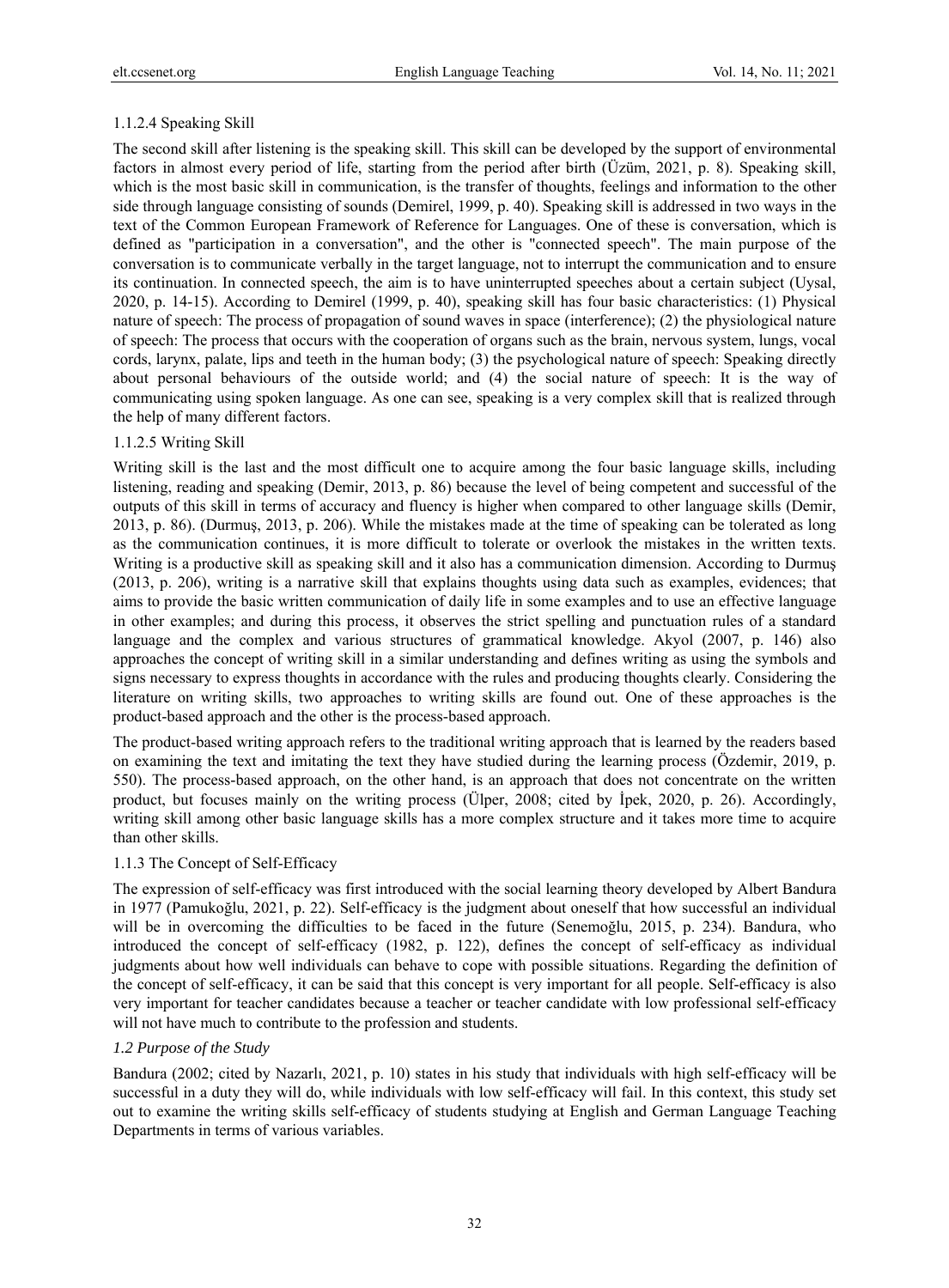#### 1.1.2.4 Speaking Skill

The second skill after listening is the speaking skill. This skill can be developed by the support of environmental factors in almost every period of life, starting from the period after birth (Üzüm, 2021, p. 8). Speaking skill, which is the most basic skill in communication, is the transfer of thoughts, feelings and information to the other side through language consisting of sounds (Demirel, 1999, p. 40). Speaking skill is addressed in two ways in the text of the Common European Framework of Reference for Languages. One of these is conversation, which is defined as "participation in a conversation", and the other is "connected speech". The main purpose of the conversation is to communicate verbally in the target language, not to interrupt the communication and to ensure its continuation. In connected speech, the aim is to have uninterrupted speeches about a certain subject (Uysal, 2020, p. 14-15). According to Demirel (1999, p. 40), speaking skill has four basic characteristics: (1) Physical nature of speech: The process of propagation of sound waves in space (interference); (2) the physiological nature of speech: The process that occurs with the cooperation of organs such as the brain, nervous system, lungs, vocal cords, larynx, palate, lips and teeth in the human body; (3) the psychological nature of speech: Speaking directly about personal behaviours of the outside world; and (4) the social nature of speech: It is the way of communicating using spoken language. As one can see, speaking is a very complex skill that is realized through the help of many different factors.

#### 1.1.2.5 Writing Skill

Writing skill is the last and the most difficult one to acquire among the four basic language skills, including listening, reading and speaking (Demir, 2013, p. 86) because the level of being competent and successful of the outputs of this skill in terms of accuracy and fluency is higher when compared to other language skills (Demir, 2013, p. 86). (Durmuş, 2013, p. 206). While the mistakes made at the time of speaking can be tolerated as long as the communication continues, it is more difficult to tolerate or overlook the mistakes in the written texts. Writing is a productive skill as speaking skill and it also has a communication dimension. According to Durmuş (2013, p. 206), writing is a narrative skill that explains thoughts using data such as examples, evidences; that aims to provide the basic written communication of daily life in some examples and to use an effective language in other examples; and during this process, it observes the strict spelling and punctuation rules of a standard language and the complex and various structures of grammatical knowledge. Akyol (2007, p. 146) also approaches the concept of writing skill in a similar understanding and defines writing as using the symbols and signs necessary to express thoughts in accordance with the rules and producing thoughts clearly. Considering the literature on writing skills, two approaches to writing skills are found out. One of these approaches is the product-based approach and the other is the process-based approach.

The product-based writing approach refers to the traditional writing approach that is learned by the readers based on examining the text and imitating the text they have studied during the learning process (Özdemir, 2019, p. 550). The process-based approach, on the other hand, is an approach that does not concentrate on the written product, but focuses mainly on the writing process (Ülper, 2008; cited by İpek, 2020, p. 26). Accordingly, writing skill among other basic language skills has a more complex structure and it takes more time to acquire than other skills.

### 1.1.3 The Concept of Self-Efficacy

The expression of self-efficacy was first introduced with the social learning theory developed by Albert Bandura in 1977 (Pamukoğlu, 2021, p. 22). Self-efficacy is the judgment about oneself that how successful an individual will be in overcoming the difficulties to be faced in the future (Senemoğlu, 2015, p. 234). Bandura, who introduced the concept of self-efficacy (1982, p. 122), defines the concept of self-efficacy as individual judgments about how well individuals can behave to cope with possible situations. Regarding the definition of the concept of self-efficacy, it can be said that this concept is very important for all people. Self-efficacy is also very important for teacher candidates because a teacher or teacher candidate with low professional self-efficacy will not have much to contribute to the profession and students.

## *1.2 Purpose of the Study*

Bandura (2002; cited by Nazarlı, 2021, p. 10) states in his study that individuals with high self-efficacy will be successful in a duty they will do, while individuals with low self-efficacy will fail. In this context, this study set out to examine the writing skills self-efficacy of students studying at English and German Language Teaching Departments in terms of various variables.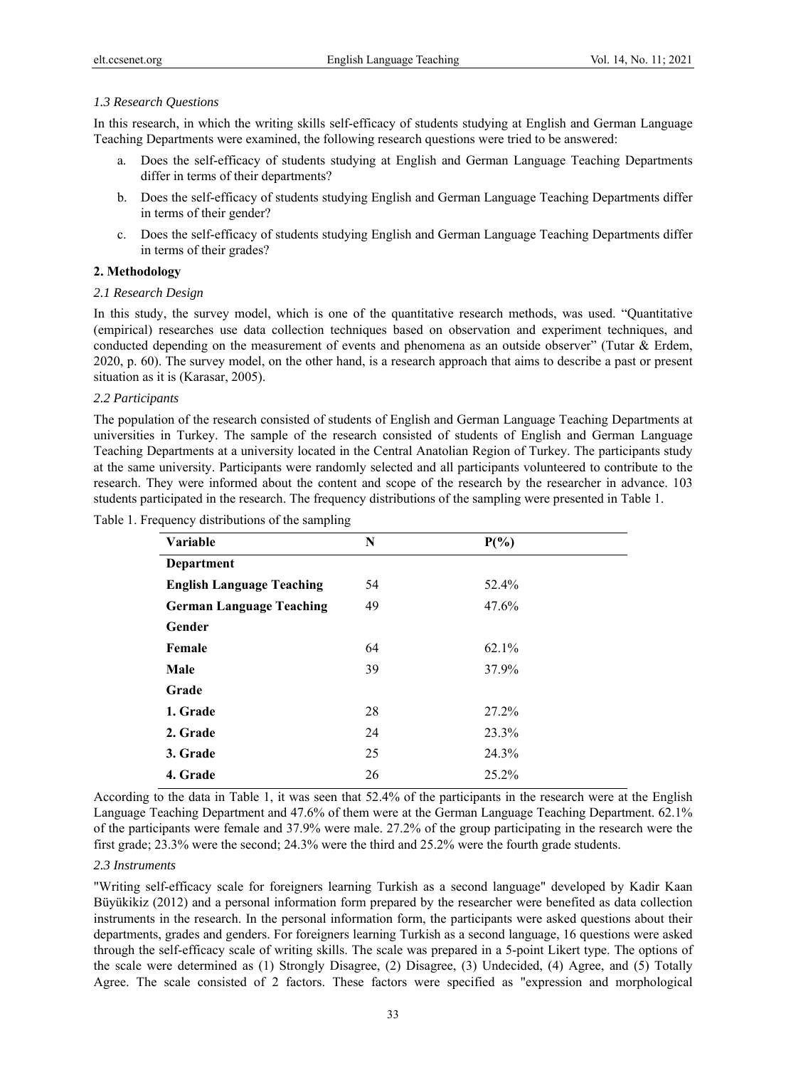### *1.3 Research Questions*

In this research, in which the writing skills self-efficacy of students studying at English and German Language Teaching Departments were examined, the following research questions were tried to be answered:

a. Does the self-efficacy of students studying at English and German Language Teaching Departments differ in terms of their departments?

b. Does the self-efficacy of students studying English and German Language Teaching Departments differ in terms of their gender?

c. Does the self-efficacy of students studying English and German Language Teaching Departments differ in terms of their grades?

## **2. Methodology**

### *2.1 Research Design*

In this study, the survey model, which is one of the quantitative research methods, was used. "Quantitative (empirical) researches use data collection techniques based on observation and experiment techniques, and conducted depending on the measurement of events and phenomena as an outside observer" (Tutar & Erdem, 2020, p. 60). The survey model, on the other hand, is a research approach that aims to describe a past or present situation as it is (Karasar, 2005).

### *2.2 Participants*

The population of the research consisted of students of English and German Language Teaching Departments at universities in Turkey. The sample of the research consisted of students of English and German Language Teaching Departments at a university located in the Central Anatolian Region of Turkey. The participants study at the same university. Participants were randomly selected and all participants volunteered to contribute to the research. They were informed about the content and scope of the research by the researcher in advance. 103 students participated in the research. The frequency distributions of the sampling were presented in Table 1.

Table 1. Frequency distributions of the sampling

| Variable | N | P(%) |
|---|---|---|
| **Department** | | |
| **English Language Teaching** | 54 | 52.4% |
| **German Language Teaching** | 49 | 47.6% |
| **Gender** | | |
| **Female** | 64 | 62.1% |
| **Male** | 39 | 37.9% |
| **Grade** | | |
| **1. Grade** | 28 | 27.2% |
| **2. Grade** | 24 | 23.3% |
| **3. Grade** | 25 | 24.3% |
| **4. Grade** | 26 | 25.2% |

According to the data in Table 1, it was seen that 52.4% of the participants in the research were at the English Language Teaching Department and 47.6% of them were at the German Language Teaching Department. 62.1% of the participants were female and 37.9% were male. 27.2% of the group participating in the research were the first grade; 23.3% were the second; 24.3% were the third and 25.2% were the fourth grade students.

### *2.3 Instruments*

"Writing self-efficacy scale for foreigners learning Turkish as a second language" developed by Kadir Kaan Büyükikiz (2012) and a personal information form prepared by the researcher were benefited as data collection instruments in the research. In the personal information form, the participants were asked questions about their departments, grades and genders. For foreigners learning Turkish as a second language, 16 questions were asked through the self-efficacy scale of writing skills. The scale was prepared in a 5-point Likert type. The options of the scale were determined as (1) Strongly Disagree, (2) Disagree, (3) Undecided, (4) Agree, and (5) Totally Agree. The scale consisted of 2 factors. These factors were specified as "expression and morphological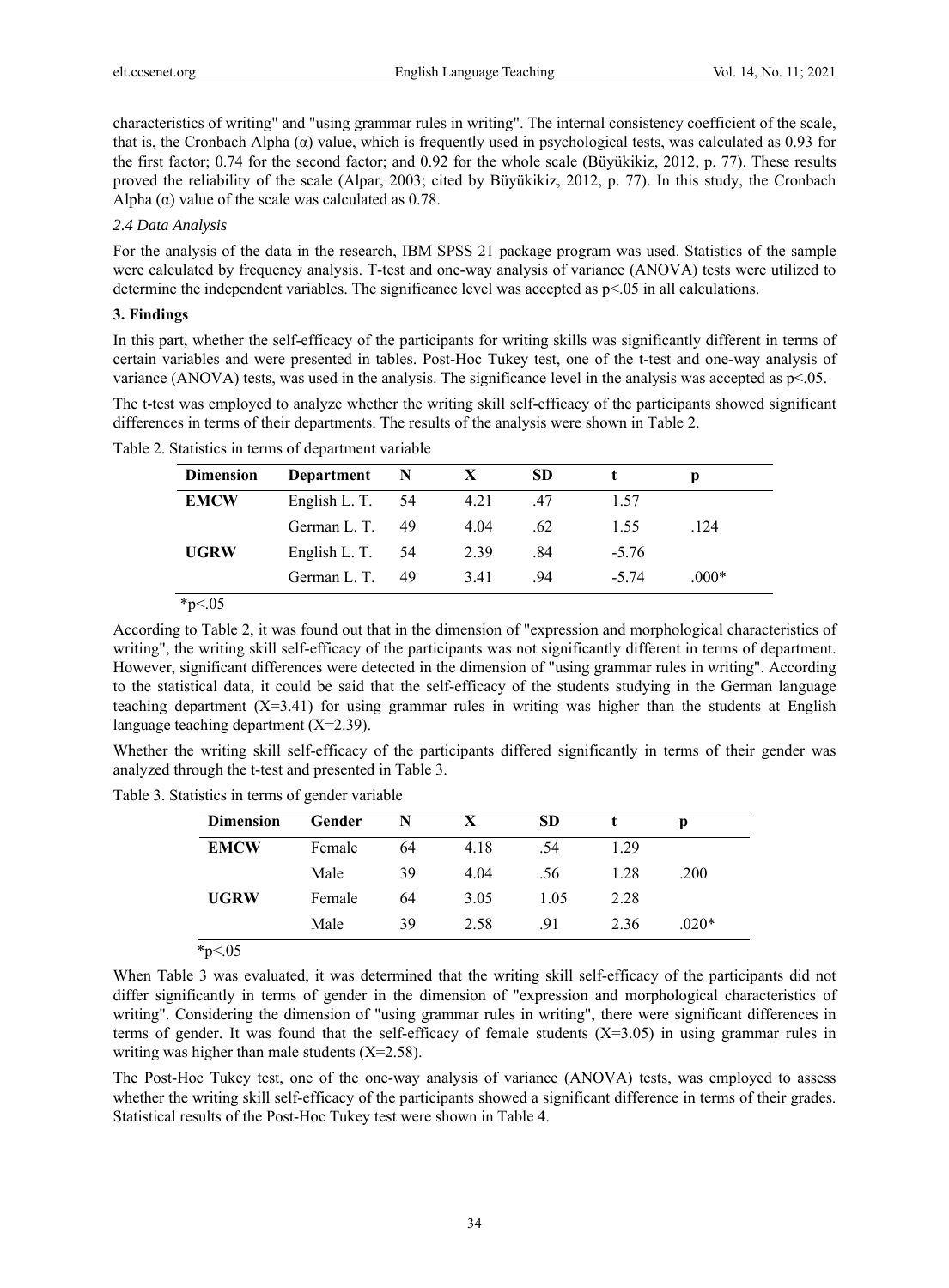characteristics of writing" and "using grammar rules in writing". The internal consistency coefficient of the scale, that is, the Cronbach Alpha (α) value, which is frequently used in psychological tests, was calculated as 0.93 for the first factor; 0.74 for the second factor; and 0.92 for the whole scale (Büyükikiz, 2012, p. 77). These results proved the reliability of the scale (Alpar, 2003; cited by Büyükikiz, 2012, p. 77). In this study, the Cronbach Alpha (α) value of the scale was calculated as 0.78.

### *2.4 Data Analysis*

For the analysis of the data in the research, IBM SPSS 21 package program was used. Statistics of the sample were calculated by frequency analysis. T-test and one-way analysis of variance (ANOVA) tests were utilized to determine the independent variables. The significance level was accepted as $p<.05$ in all calculations.

## 3. Findings

In this part, whether the self-efficacy of the participants for writing skills was significantly different in terms of certain variables and were presented in tables. Post-Hoc Tukey test, one of the t-test and one-way analysis of variance (ANOVA) tests, was used in the analysis. The significance level in the analysis was accepted as $p<.05$.

The t-test was employed to analyze whether the writing skill self-efficacy of the participants showed significant differences in terms of their departments. The results of the analysis were shown in Table 2.

Table 2. Statistics in terms of department variable

| Dimension | Department | N | X | SD | t | p |
|---|---|---|---|---|---|---|
| **EMCW** | English L. T. | 54 | 4.21 | .47 | 1.57 | |
| | German L. T. | 49 | 4.04 | .62 | 1.55 | .124 |
| **UGRW** | English L. T. | 54 | 2.39 | .84 | -5.76 | |
| | German L. T. | 49 | 3.41 | .94 | -5.74 | .000* |

*p<.05

According to Table 2, it was found out that in the dimension of "expression and morphological characteristics of writing", the writing skill self-efficacy of the participants was not significantly different in terms of department. However, significant differences were detected in the dimension of "using grammar rules in writing". According to the statistical data, it could be said that the self-efficacy of the students studying in the German language teaching department (X=3.41) for using grammar rules in writing was higher than the students at English language teaching department (X=2.39).

Whether the writing skill self-efficacy of the participants differed significantly in terms of their gender was analyzed through the t-test and presented in Table 3.

Table 3. Statistics in terms of gender variable

| Dimension | Gender | N | X | SD | t | p |
|---|---|---|---|---|---|---|
| **EMCW** | Female | 64 | 4.18 | .54 | 1.29 | |
| | Male | 39 | 4.04 | .56 | 1.28 | .200 |
| **UGRW** | Female | 64 | 3.05 | 1.05 | 2.28 | |
| | Male | 39 | 2.58 | .91 | 2.36 | .020* |

*p<.05

When Table 3 was evaluated, it was determined that the writing skill self-efficacy of the participants did not differ significantly in terms of gender in the dimension of "expression and morphological characteristics of writing". Considering the dimension of "using grammar rules in writing", there were significant differences in terms of gender. It was found that the self-efficacy of female students (X=3.05) in using grammar rules in writing was higher than male students (X=2.58).

The Post-Hoc Tukey test, one of the one-way analysis of variance (ANOVA) tests, was employed to assess whether the writing skill self-efficacy of the participants showed a significant difference in terms of their grades. Statistical results of the Post-Hoc Tukey test were shown in Table 4.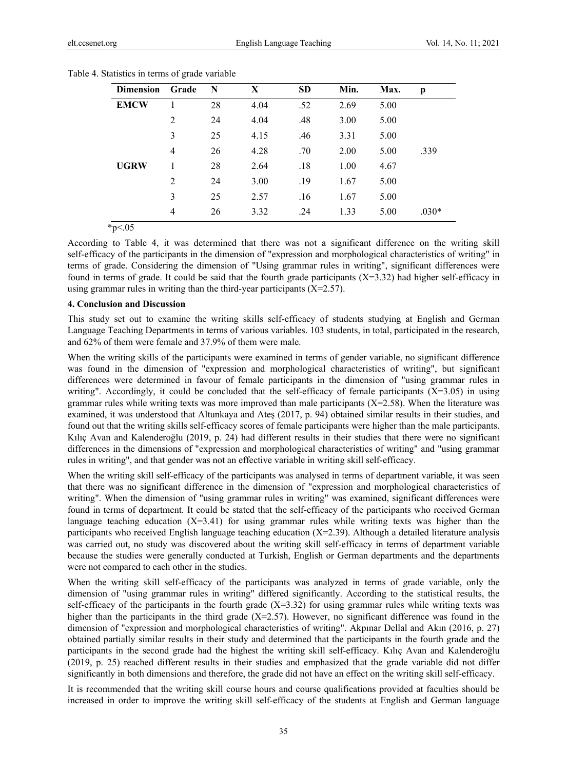Table 4. Statistics in terms of grade variable

| Dimension | Grade | N | X | SD | Min. | Max. | p |
|---|---|---|---|---|---|---|---|
| **EMCW** | 1 | 28 | 4.04 | .52 | 2.69 | 5.00 | |
| | 2 | 24 | 4.04 | .48 | 3.00 | 5.00 | |
| | 3 | 25 | 4.15 | .46 | 3.31 | 5.00 | |
| | 4 | 26 | 4.28 | .70 | 2.00 | 5.00 | .339 |
| **UGRW** | 1 | 28 | 2.64 | .18 | 1.00 | 4.67 | |
| | 2 | 24 | 3.00 | .19 | 1.67 | 5.00 | |
| | 3 | 25 | 2.57 | .16 | 1.67 | 5.00 | |
| | 4 | 26 | 3.32 | .24 | 1.33 | 5.00 | .030* |

*$p<.05$

According to Table 4, it was determined that there was not a significant difference on the writing skill self-efficacy of the participants in the dimension of "expression and morphological characteristics of writing" in terms of grade. Considering the dimension of "Using grammar rules in writing", significant differences were found in terms of grade. It could be said that the fourth grade participants (X=3.32) had higher self-efficacy in using grammar rules in writing than the third-year participants (X=2.57).

## 4. Conclusion and Discussion

This study set out to examine the writing skills self-efficacy of students studying at English and German Language Teaching Departments in terms of various variables. 103 students, in total, participated in the research, and 62% of them were female and 37.9% of them were male.

When the writing skills of the participants were examined in terms of gender variable, no significant difference was found in the dimension of "expression and morphological characteristics of writing", but significant differences were determined in favour of female participants in the dimension of "using grammar rules in writing". Accordingly, it could be concluded that the self-efficacy of female participants (X=3.05) in using grammar rules while writing texts was more improved than male participants (X=2.58). When the literature was examined, it was understood that Altunkaya and Ateş (2017, p. 94) obtained similar results in their studies, and found out that the writing skills self-efficacy scores of female participants were higher than the male participants. Kılıç Avan and Kalenderoğlu (2019, p. 24) had different results in their studies that there were no significant differences in the dimensions of "expression and morphological characteristics of writing" and "using grammar rules in writing", and that gender was not an effective variable in writing skill self-efficacy.

When the writing skill self-efficacy of the participants was analysed in terms of department variable, it was seen that there was no significant difference in the dimension of "expression and morphological characteristics of writing". When the dimension of "using grammar rules in writing" was examined, significant differences were found in terms of department. It could be stated that the self-efficacy of the participants who received German language teaching education (X=3.41) for using grammar rules while writing texts was higher than the participants who received English language teaching education (X=2.39). Although a detailed literature analysis was carried out, no study was discovered about the writing skill self-efficacy in terms of department variable because the studies were generally conducted at Turkish, English or German departments and the departments were not compared to each other in the studies.

When the writing skill self-efficacy of the participants was analyzed in terms of grade variable, only the dimension of "using grammar rules in writing" differed significantly. According to the statistical results, the self-efficacy of the participants in the fourth grade (X=3.32) for using grammar rules while writing texts was higher than the participants in the third grade (X=2.57). However, no significant difference was found in the dimension of "expression and morphological characteristics of writing". Akpınar Dellal and Akın (2016, p. 27) obtained partially similar results in their study and determined that the participants in the fourth grade and the participants in the second grade had the highest the writing skill self-efficacy. Kılıç Avan and Kalenderoğlu (2019, p. 25) reached different results in their studies and emphasized that the grade variable did not differ significantly in both dimensions and therefore, the grade did not have an effect on the writing skill self-efficacy.

It is recommended that the writing skill course hours and course qualifications provided at faculties should be increased in order to improve the writing skill self-efficacy of the students at English and German language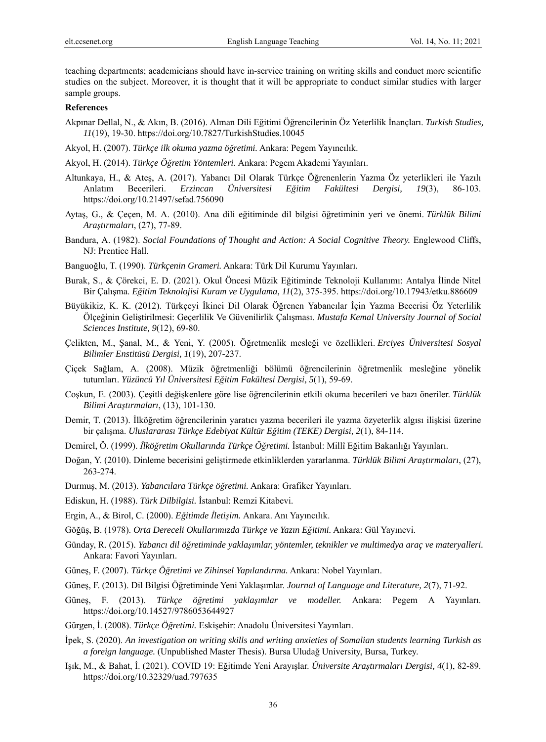teaching departments; academicians should have in-service training on writing skills and conduct more scientific studies on the subject. Moreover, it is thought that it will be appropriate to conduct similar studies with larger sample groups.

**References**

Akpınar Dellal, N., & Akın, B. (2016). Alman Dili Eğitimi Öğrencilerinin Öz Yeterlilik İnançları. *Turkish Studies, 11*(19), 19-30. https://doi.org/10.7827/TurkishStudies.10045

Akyol, H. (2007). *Türkçe ilk okuma yazma öğretimi.* Ankara: Pegem Yayıncılık.

Akyol, H. (2014). *Türkçe Öğretim Yöntemleri.* Ankara: Pegem Akademi Yayınları.

Altunkaya, H., & Ateş, A. (2017). Yabancı Dil Olarak Türkçe Öğrenenlerin Yazma Öz yeterlikleri ile Yazılı Anlatım Becerileri. *Erzincan Üniversitesi Eğitim Fakültesi Dergisi, 19*(3), 86-103. https://doi.org/10.21497/sefad.756090

Aytaş, G., & Çeçen, M. A. (2010). Ana dili eğitiminde dil bilgisi öğretiminin yeri ve önemi. *Türklük Bilimi Araştırmaları*, (27), 77-89.

Bandura, A. (1982). *Social Foundations of Thought and Action: A Social Cognitive Theory.* Englewood Cliffs, NJ: Prentice Hall.

Banguoğlu, T. (1990). *Türkçenin Grameri.* Ankara: Türk Dil Kurumu Yayınları.

Burak, S., & Çörekci, E. D. (2021). Okul Öncesi Müzik Eğitiminde Teknoloji Kullanımı: Antalya İlinde Nitel Bir Çalışma. *Eğitim Teknolojisi Kuram ve Uygulama, 11*(2), 375-395. https://doi.org/10.17943/etku.886609

Büyükikiz, K. K. (2012). Türkçeyi İkinci Dil Olarak Öğrenen Yabancılar İçin Yazma Becerisi Öz Yeterlilik Ölçeğinin Geliştirilmesi: Geçerlilik Ve Güvenilirlik Çalışması. *Mustafa Kemal University Journal of Social Sciences Institute, 9*(12), 69-80.

Çelikten, M., Şanal, M., & Yeni, Y. (2005). Öğretmenlik mesleği ve özellikleri. *Erciyes Üniversitesi Sosyal Bilimler Enstitüsü Dergisi, 1*(19), 207-237.

Çiçek Sağlam, A. (2008). Müzik öğretmenliği bölümü öğrencilerinin öğretmenlik mesleğine yönelik tutumları. *Yüzüncü Yıl Üniversitesi Eğitim Fakültesi Dergisi, 5*(1), 59-69.

Coşkun, E. (2003). Çeşitli değişkenlere göre lise öğrencilerinin etkili okuma becerileri ve bazı öneriler. *Türklük Bilimi Araştırmaları*, (13), 101-130.

Demir, T. (2013). İlköğretim öğrencilerinin yaratıcı yazma becerileri ile yazma özyeterlik algısı ilişkisi üzerine bir çalışma. *Uluslararası Türkçe Edebiyat Kültür Eğitim (TEKE) Dergisi, 2*(1), 84-114.

Demirel, Ö. (1999). *İlköğretim Okullarında Türkçe Öğretimi.* İstanbul: Millî Eğitim Bakanlığı Yayınları.

Doğan, Y. (2010). Dinleme becerisini geliştirmede etkinliklerden yararlanma. *Türklük Bilimi Araştırmaları*, (27), 263-274.

Durmuş, M. (2013). *Yabancılara Türkçe öğretimi.* Ankara: Grafiker Yayınları.

Ediskun, H. (1988). *Türk Dilbilgisi.* İstanbul: Remzi Kitabevi.

Ergin, A., & Birol, C. (2000). *Eğitimde İletişim.* Ankara. Anı Yayıncılık.

Göğüş, B. (1978). *Orta Dereceli Okullarımızda Türkçe ve Yazın Eğitimi.* Ankara: Gül Yayınevi.

Günday, R. (2015). *Yabancı dil öğretiminde yaklaşımlar, yöntemler, teknikler ve multimedya araç ve materyalleri.* Ankara: Favori Yayınları.

Güneş, F. (2007). *Türkçe Öğretimi ve Zihinsel Yapılandırma.* Ankara: Nobel Yayınları.

Güneş, F. (2013). Dil Bilgisi Öğretiminde Yeni Yaklaşımlar. *Journal of Language and Literature, 2*(7), 71-92.

Güneş, F. (2013). *Türkçe öğretimi yaklaşımlar ve modeller.* Ankara: Pegem A Yayınları. https://doi.org/10.14527/9786053644927

Gürgen, İ. (2008). *Türkçe Öğretimi.* Eskişehir: Anadolu Üniversitesi Yayınları.

İpek, S. (2020). *An investigation on writing skills and writing anxieties of Somalian students learning Turkish as a foreign language.* (Unpublished Master Thesis). Bursa Uludağ University, Bursa, Turkey.

Işık, M., & Bahat, İ. (2021). COVID 19: Eğitimde Yeni Arayışlar. *Üniversite Araştırmaları Dergisi, 4*(1), 82-89. https://doi.org/10.32329/uad.797635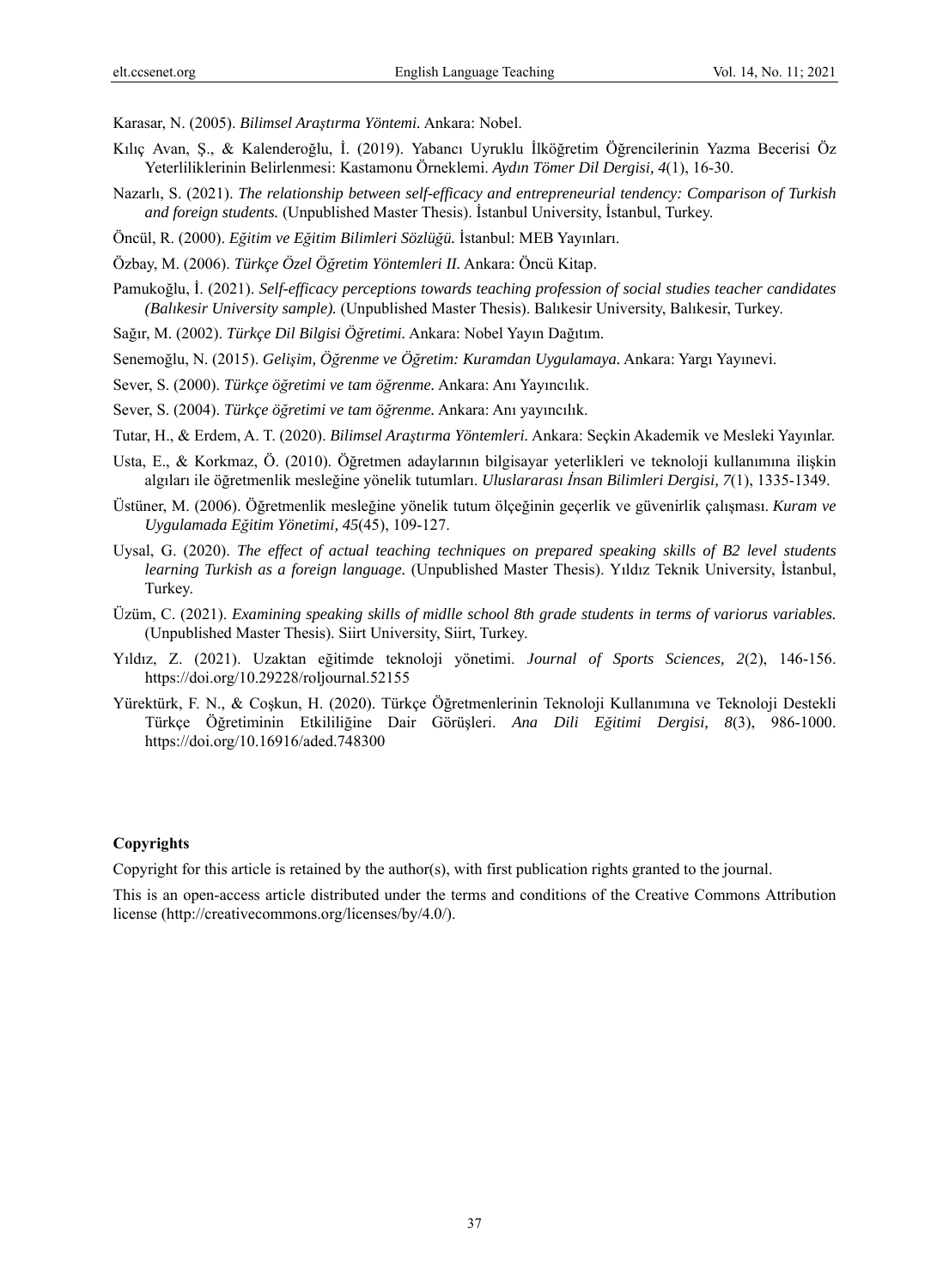Karasar, N. (2005). *Bilimsel Araştırma Yöntemi*. Ankara: Nobel.

Kılıç Avan, Ş., & Kalenderoğlu, İ. (2019). Yabancı Uyruklu İlköğretim Öğrencilerinin Yazma Becerisi Öz Yeterliliklerinin Belirlenmesi: Kastamonu Örneklemi. *Aydın Tömer Dil Dergisi, 4*(1), 16-30.

Nazarlı, S. (2021). *The relationship between self-efficacy and entrepreneurial tendency: Comparison of Turkish and foreign students.* (Unpublished Master Thesis). İstanbul University, İstanbul, Turkey.

Öncül, R. (2000). *Eğitim ve Eğitim Bilimleri Sözlüğü.* İstanbul: MEB Yayınları.

Özbay, M. (2006). *Türkçe Özel Öğretim Yöntemleri II*. Ankara: Öncü Kitap.

Pamukoğlu, İ. (2021). *Self-efficacy perceptions towards teaching profession of social studies teacher candidates (Balıkesir University sample).* (Unpublished Master Thesis). Balıkesir University, Balıkesir, Turkey.

Sağır, M. (2002). *Türkçe Dil Bilgisi Öğretimi*. Ankara: Nobel Yayın Dağıtım.

Senemoğlu, N. (2015). *Gelişim, Öğrenme ve Öğretim: Kuramdan Uygulamaya*. Ankara: Yargı Yayınevi.

Sever, S. (2000). *Türkçe öğretimi ve tam öğrenme.* Ankara: Anı Yayıncılık.

Sever, S. (2004). *Türkçe öğretimi ve tam öğrenme.* Ankara: Anı yayıncılık.

Tutar, H., & Erdem, A. T. (2020). *Bilimsel Araştırma Yöntemleri*. Ankara: Seçkin Akademik ve Mesleki Yayınlar.

Usta, E., & Korkmaz, Ö. (2010). Öğretmen adaylarının bilgisayar yeterlikleri ve teknoloji kullanımına ilişkin algıları ile öğretmenlik mesleğine yönelik tutumları. *Uluslararası İnsan Bilimleri Dergisi, 7*(1), 1335-1349.

Üstüner, M. (2006). Öğretmenlik mesleğine yönelik tutum ölçeğinin geçerlik ve güvenirlik çalışması. *Kuram ve Uygulamada Eğitim Yönetimi, 45*(45), 109-127.

Uysal, G. (2020). *The effect of actual teaching techniques on prepared speaking skills of B2 level students learning Turkish as a foreign language.* (Unpublished Master Thesis). Yıldız Teknik University, İstanbul, Turkey.

Üzüm, C. (2021). *Examining speaking skills of midlle school 8th grade students in terms of variorus variables.* (Unpublished Master Thesis). Siirt University, Siirt, Turkey.

Yıldız, Z. (2021). Uzaktan eğitimde teknoloji yönetimi. *Journal of Sports Sciences, 2*(2), 146-156. https://doi.org/10.29228/roljournal.52155

Yürektürk, F. N., & Coşkun, H. (2020). Türkçe Öğretmenlerinin Teknoloji Kullanımına ve Teknoloji Destekli Türkçe Öğretiminin Etkililiğine Dair Görüşleri. *Ana Dili Eğitimi Dergisi, 8*(3), 986-1000. https://doi.org/10.16916/aded.748300

**Copyrights**

Copyright for this article is retained by the author(s), with first publication rights granted to the journal.

This is an open-access article distributed under the terms and conditions of the Creative Commons Attribution license (http://creativecommons.org/licenses/by/4.0/).